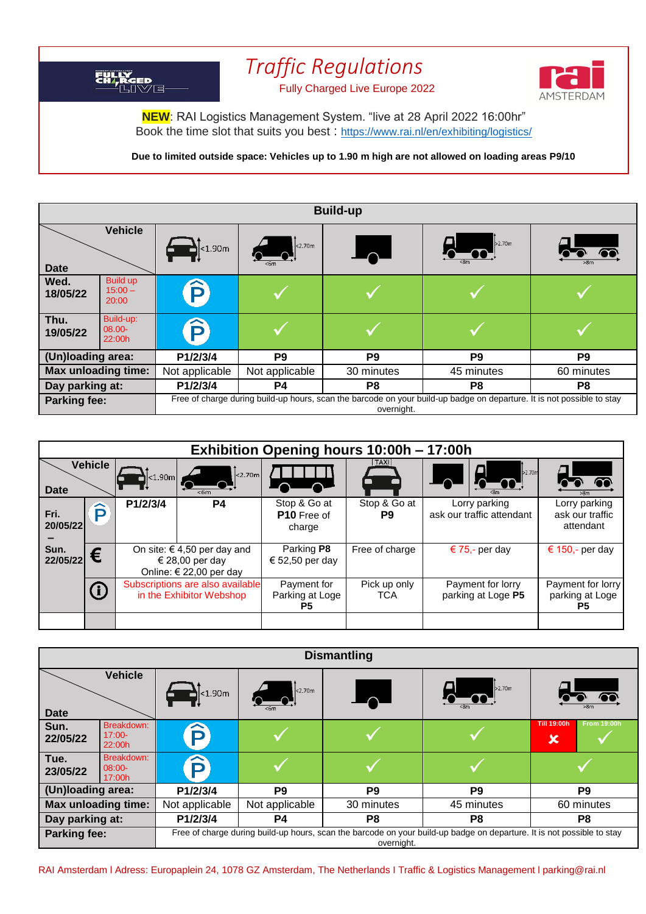# Traffic Regulations

Fully Charged Live Europe 2022

**NEW**: RAI Logistics Management System. "live at 28 April 2022 16:00hr"
Book the time slot that suits you best : https://www.rai.nl/en/exhibiting/logistics/

**Due to limited outside space: Vehicles up to 1.90 m high are not allowed on loading areas P9/10**

## Build-up

| Date / Vehicle | | Car <1.90m | Van <2.70m <6m | Trailer | Truck >2.70m <8m | Lorry >8m |
|---|---|---|---|---|---|---|
| **Wed. 18/05/22** | Build up 15:00 – 20:00 | P | ✓ | ✓ | ✓ | ✓ |
| **Thu. 19/05/22** | Build-up: 08.00-22:00h | P | ✓ | ✓ | ✓ | ✓ |
| **(Un)loading area:** | | P1/2/3/4 | P9 | P9 | P9 | P9 |
| **Max unloading time:** | | Not applicable | Not applicable | 30 minutes | 45 minutes | 60 minutes |
| **Day parking at:** | | P1/2/3/4 | P4 | P8 | P8 | P8 |
| **Parking fee:** | | Free of charge during build-up hours, scan the barcode on your build-up badge on departure. It is not possible to stay overnight. | | | | |

## Exhibition Opening hours 10:00h – 17:00h

| Date / Vehicle | | Car <1.90m | Van <2.70m <6m | Bus | Taxi | Trailer / Truck >2.70m <8m | Lorry >8m |
|---|---|---|---|---|---|---|---|
| **Fri. 20/05/22 – Sun. 22/05/22** | P | P1/2/3/4 | P4 | Stop & Go at **P10** Free of charge | Stop & Go at **P9** | Lorry parking ask our traffic attendant | Lorry parking ask our traffic attendant |
| | € | On site: € 4,50 per day and € 28,00 per day Online: € 22,00 per day | | Parking **P8** € 52,50 per day | Free of charge | € 75,- per day | € 150,- per day |
| | ⓘ | Subscriptions are also available in the Exhibitor Webshop | | Payment for Parking at Loge **P5** | Pick up only TCA | Payment for lorry parking at Loge **P5** | Payment for lorry parking at Loge **P5** |

## Dismantling

| Date / Vehicle | | Car <1.90m | Van <2.70m <6m | Trailer | Truck >2.70m <8m | Lorry >8m |
|---|---|---|---|---|---|---|
| **Sun. 22/05/22** | Breakdown: 17:00-22:00h | P | ✓ | ✓ | ✓ | Till 19:00h ✗ / From 19:00h ✓ |
| **Tue. 23/05/22** | Breakdown: 08:00-17:00h | P | ✓ | ✓ | ✓ | ✓ |
| **(Un)loading area:** | | P1/2/3/4 | P9 | P9 | P9 | P9 |
| **Max unloading time:** | | Not applicable | Not applicable | 30 minutes | 45 minutes | 60 minutes |
| **Day parking at:** | | P1/2/3/4 | P4 | P8 | P8 | P8 |
| **Parking fee:** | | Free of charge during build-up hours, scan the barcode on your build-up badge on departure. It is not possible to stay overnight. | | | | |

RAI Amsterdam I Adress: Europaplein 24, 1078 GZ Amsterdam, The Netherlands I Traffic & Logistics Management I parking@rai.nl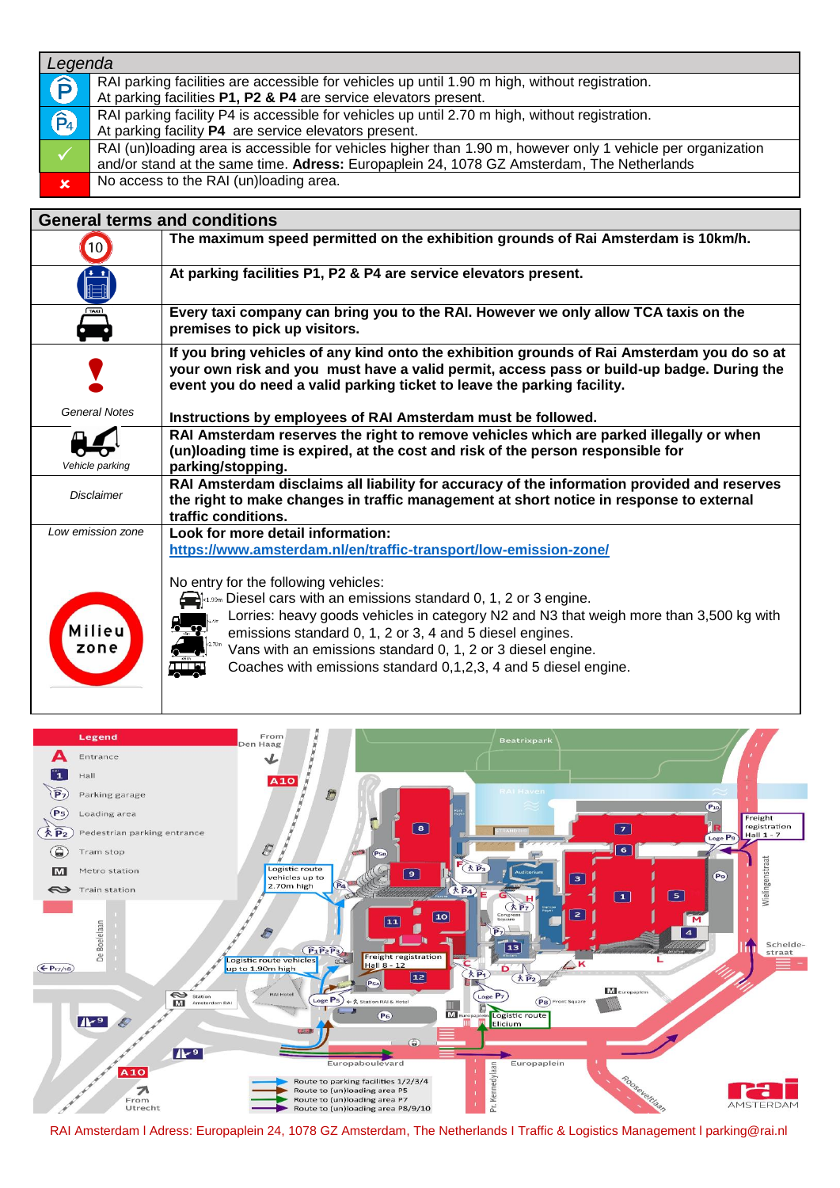| *Legenda* | |
|---|---|
| P | RAI parking facilities are accessible for vehicles up until 1.90 m high, without registration. At parking facilities **P1, P2 & P4** are service elevators present. |
| P4 | RAI parking facility P4 is accessible for vehicles up until 2.70 m high, without registration. At parking facility **P4** are service elevators present. |
| ✓ | RAI (un)loading area is accessible for vehicles higher than 1.90 m, however only 1 vehicle per organization and/or stand at the same time. **Adress:** Europaplein 24, 1078 GZ Amsterdam, The Netherlands |
| × | No access to the RAI (un)loading area. |

| **General terms and conditions** | |
|---|---|
| 10 | **The maximum speed permitted on the exhibition grounds of Rai Amsterdam is 10km/h.** |
| | **At parking facilities P1, P2 & P4 are service elevators present.** |
| TAXI | **Every taxi company can bring you to the RAI. However we only allow TCA taxis on the premises to pick up visitors.** |
| *General Notes* | **If you bring vehicles of any kind onto the exhibition grounds of Rai Amsterdam you do so at your own risk and you must have a valid permit, access pass or build-up badge. During the event you do need a valid parking ticket to leave the parking facility.** **Instructions by employees of RAI Amsterdam must be followed.** |
| *Vehicle parking* | **RAI Amsterdam reserves the right to remove vehicles which are parked illegally or when (un)loading time is expired, at the cost and risk of the person responsible for parking/stopping.** |
| *Disclaimer* | **RAI Amsterdam disclaims all liability for accuracy of the information provided and reserves the right to make changes in traffic management at short notice in response to external traffic conditions.** |
| *Low emission zone* Milieu zone | **Look for more detail information:** [https://www.amsterdam.nl/en/traffic-transport/low-emission-zone/](https://www.amsterdam.nl/en/traffic-transport/low-emission-zone/) No entry for the following vehicles: Diesel cars with an emissions standard 0, 1, 2 or 3 engine. Lorries: heavy goods vehicles in category N2 and N3 that weigh more than 3,500 kg with emissions standard 0, 1, 2 or 3, 4 and 5 diesel engines. Vans with an emissions standard 0, 1, 2 or 3 diesel engine. Coaches with emissions standard 0,1,2,3, 4 and 5 diesel engine. |

Legend
Entrance
Hall
Parking garage
Loading area
Pedestrian parking entrance
Tram stop
Metro station
Train station

From Den Haag
A10
Beatrixpark
RAI Haven
Freight registration Hall 1 - 7
Wielingenstraat
Scheldestraat
Logistic route vehicles up to 2.70m high
Logistic route vehicles up to 1.90m high
Freight registration Hall 8 - 12
Station Amsterdam RAI
RAI Hotel
Station RAI & Hotel
Front Square
Europaplein
Logistic route Elicium
Auditorium
Congress Square
De Boelelaan
P17/18
A10
From Utrecht
Europaboulevard
Pr. Kennedylaan
Rooseveltlaan

Route to parking facilities 1/2/3/4
Route to (un)loading area P5
Route to (un)loading area P7
Route to (un)loading area P8/9/10

RAI Amsterdam I Adress: Europaplein 24, 1078 GZ Amsterdam, The Netherlands I Traffic & Logistics Management I parking@rai.nl